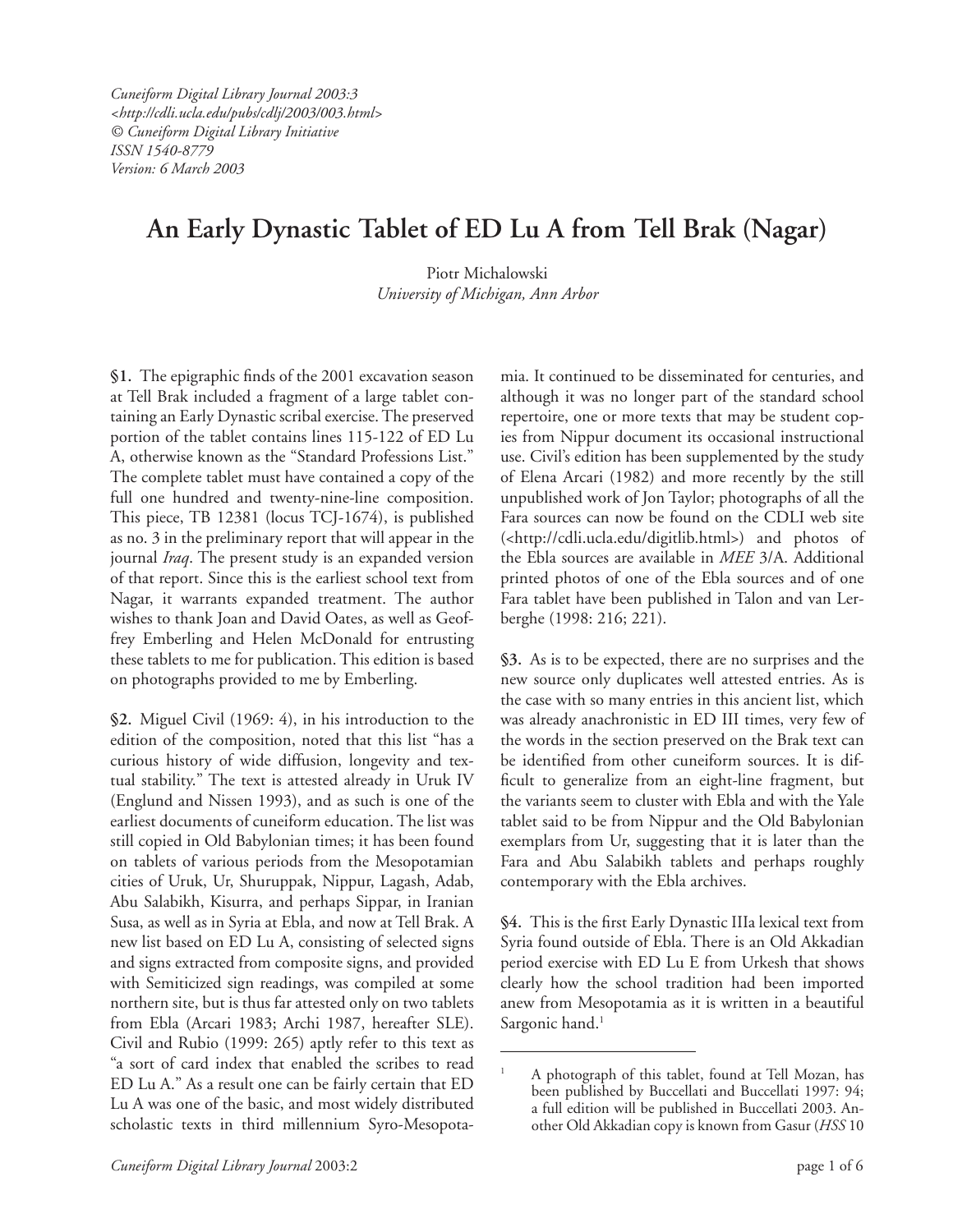*Cuneiform Digital Library Journal 2003:3*
*<http://cdli.ucla.edu/pubs/cdlj/2003/003.html>*
*© Cuneiform Digital Library Initiative*
*ISSN 1540-8779*
*Version: 6 March 2003*

# An Early Dynastic Tablet of ED Lu A from Tell Brak (Nagar)

Piotr Michalowski
*University of Michigan, Ann Arbor*

**§1.** The epigraphic finds of the 2001 excavation season at Tell Brak included a fragment of a large tablet containing an Early Dynastic scribal exercise. The preserved portion of the tablet contains lines 115-122 of ED Lu A, otherwise known as the "Standard Professions List." The complete tablet must have contained a copy of the full one hundred and twenty-nine-line composition. This piece, TB 12381 (locus TCJ-1674), is published as no. 3 in the preliminary report that will appear in the journal *Iraq*. The present study is an expanded version of that report. Since this is the earliest school text from Nagar, it warrants expanded treatment. The author wishes to thank Joan and David Oates, as well as Geoffrey Emberling and Helen McDonald for entrusting these tablets to me for publication. This edition is based on photographs provided to me by Emberling.

**§2.** Miguel Civil (1969: 4), in his introduction to the edition of the composition, noted that this list "has a curious history of wide diffusion, longevity and textual stability." The text is attested already in Uruk IV (Englund and Nissen 1993), and as such is one of the earliest documents of cuneiform education. The list was still copied in Old Babylonian times; it has been found on tablets of various periods from the Mesopotamian cities of Uruk, Ur, Shuruppak, Nippur, Lagash, Adab, Abu Salabikh, Kisurra, and perhaps Sippar, in Iranian Susa, as well as in Syria at Ebla, and now at Tell Brak. A new list based on ED Lu A, consisting of selected signs and signs extracted from composite signs, and provided with Semiticized sign readings, was compiled at some northern site, but is thus far attested only on two tablets from Ebla (Arcari 1983; Archi 1987, hereafter SLE). Civil and Rubio (1999: 265) aptly refer to this text as "a sort of card index that enabled the scribes to read ED Lu A." As a result one can be fairly certain that ED Lu A was one of the basic, and most widely distributed scholastic texts in third millennium Syro-Mesopotamia. It continued to be disseminated for centuries, and although it was no longer part of the standard school repertoire, one or more texts that may be student copies from Nippur document its occasional instructional use. Civil's edition has been supplemented by the study of Elena Arcari (1982) and more recently by the still unpublished work of Jon Taylor; photographs of all the Fara sources can now be found on the CDLI web site (<http://cdli.ucla.edu/digitlib.html>) and photos of the Ebla sources are available in *MEE* 3/A. Additional printed photos of one of the Ebla sources and of one Fara tablet have been published in Talon and van Lerberghe (1998: 216; 221).

**§3.** As is to be expected, there are no surprises and the new source only duplicates well attested entries. As is the case with so many entries in this ancient list, which was already anachronistic in ED III times, very few of the words in the section preserved on the Brak text can be identified from other cuneiform sources. It is difficult to generalize from an eight-line fragment, but the variants seem to cluster with Ebla and with the Yale tablet said to be from Nippur and the Old Babylonian exemplars from Ur, suggesting that it is later than the Fara and Abu Salabikh tablets and perhaps roughly contemporary with the Ebla archives.

**§4.** This is the first Early Dynastic IIIa lexical text from Syria found outside of Ebla. There is an Old Akkadian period exercise with ED Lu E from Urkesh that shows clearly how the school tradition had been imported anew from Mesopotamia as it is written in a beautiful Sargonic hand.[1]

[1] A photograph of this tablet, found at Tell Mozan, has been published by Buccellati and Buccellati 1997: 94; a full edition will be published in Buccellati 2003. Another Old Akkadian copy is known from Gasur (*HSS* 10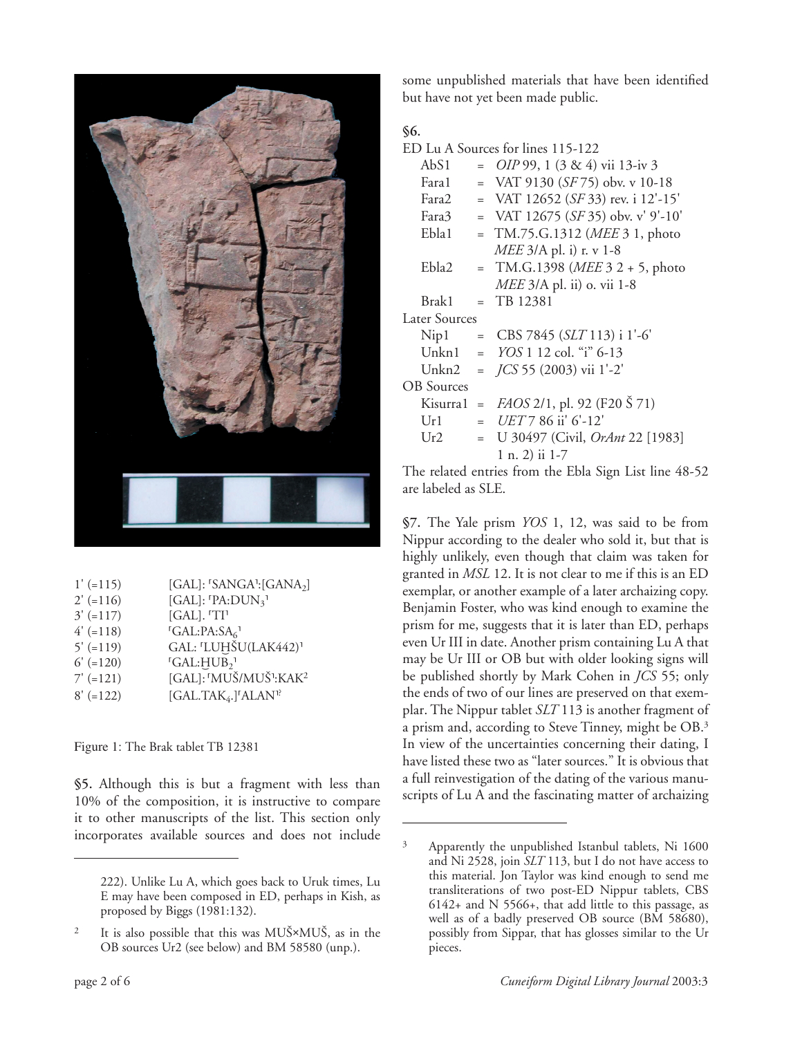| | |
|---|---|
| 1' (=115) | [GAL]: ⌈SANGA⌉:[GANA$_2$] |
| 2' (=116) | [GAL]: ⌈PA:DUN$_3$⌉ |
| 3' (=117) | [GAL]. ⌈TI⌉ |
| 4' (=118) | ⌈GAL:PA:SA$_6$⌉ |
| 5' (=119) | GAL: ⌈LUḪŠU(LAK442)⌉ |
| 6' (=120) | ⌈GAL:ḪUB$_2$⌉ |
| 7' (=121) | [GAL]:⌈MUŠ/MUŠ⌉:KAK[2] |
| 8' (=122) | [GAL.TAK$_4$.]⌈ALAN⌉? |

Figure 1: The Brak tablet TB 12381

**§5.** Although this is but a fragment with less than 10% of the composition, it is instructive to compare it to other manuscripts of the list. This section only incorporates available sources and does not include some unpublished materials that have been identified but have not yet been made public.

**§6.**

ED Lu A Sources for lines 115-122

- AbS1 = *OIP* 99, 1 (3 & 4) vii 13-iv 3
- Fara1 = VAT 9130 (*SF* 75) obv. v 10-18
- Fara2 = VAT 12652 (*SF* 33) rev. i 12'-15'
- Fara3 = VAT 12675 (*SF* 35) obv. v' 9'-10'
- Ebla1 = TM.75.G.1312 (*MEE* 3 1, photo *MEE* 3/A pl. i) r. v 1-8
- Ebla2 = TM.G.1398 (*MEE* 3 2 + 5, photo *MEE* 3/A pl. ii) o. vii 1-8
- Brak1 = TB 12381

Later Sources

- Nip1 = CBS 7845 (*SLT* 113) i 1'-6'
- Unkn1 = *YOS* 1 12 col. "i" 6-13
- Unkn2 = *JCS* 55 (2003) vii 1'-2'

OB Sources

- Kisurra1 = *FAOS* 2/1, pl. 92 (F20 Š 71)
- Ur1 = *UET* 7 86 ii' 6'-12'
- Ur2 = U 30497 (Civil, *OrAnt* 22 [1983] 1 n. 2) ii 1-7

The related entries from the Ebla Sign List line 48-52 are labeled as SLE.

**§7.** The Yale prism *YOS* 1, 12, was said to be from Nippur according to the dealer who sold it, but that is highly unlikely, even though that claim was taken for granted in *MSL* 12. It is not clear to me if this is an ED exemplar, or another example of a later archaizing copy. Benjamin Foster, who was kind enough to examine the prism for me, suggests that it is later than ED, perhaps even Ur III in date. Another prism containing Lu A that may be Ur III or OB but with older looking signs will be published shortly by Mark Cohen in *JCS* 55; only the ends of two of our lines are preserved on that exemplar. The Nippur tablet *SLT* 113 is another fragment of a prism and, according to Steve Tinney, might be OB.[3] In view of the uncertainties concerning their dating, I have listed these two as "later sources." It is obvious that a full reinvestigation of the dating of the various manuscripts of Lu A and the fascinating matter of archaizing

---

222). Unlike Lu A, which goes back to Uruk times, Lu E may have been composed in ED, perhaps in Kish, as proposed by Biggs (1981:132).

[2] It is also possible that this was MUŠ×MUŠ, as in the OB sources Ur2 (see below) and BM 58580 (unp.).

[3] Apparently the unpublished Istanbul tablets, Ni 1600 and Ni 2528, join *SLT* 113, but I do not have access to this material. Jon Taylor was kind enough to send me transliterations of two post-ED Nippur tablets, CBS 6142+ and N 5566+, that add little to this passage, as well as of a badly preserved OB source (BM 58680), possibly from Sippar, that has glosses similar to the Ur pieces.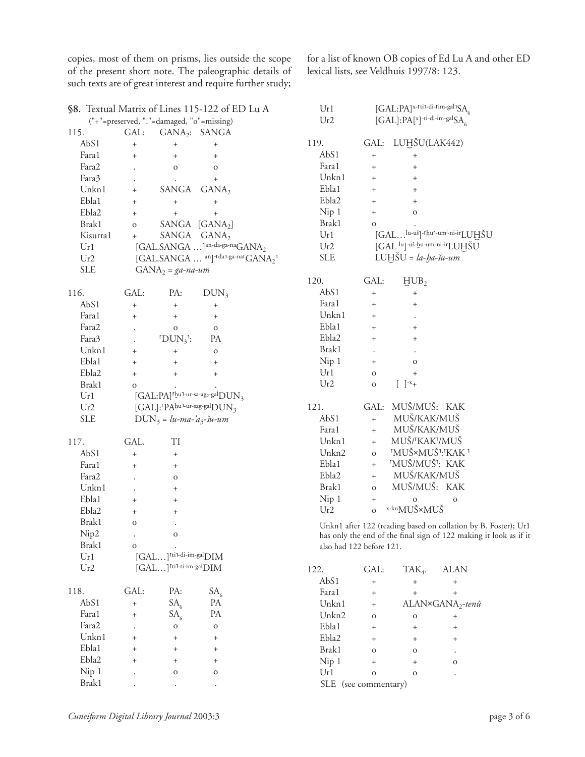copies, most of them on prisms, lies outside the scope of the present short note. The paleographic details of such texts are of great interest and require further study; for a list of known OB copies of Ed Lu A and other ED lexical lists, see Veldhuis 1997/8: 123.

## §8. Textual Matrix of Lines 115-122 of ED Lu A

("+"=preserved, "."=damaged, "o"=missing)

| 115. | GAL: | $GANA_2$: | SANGA |
|---|---|---|---|
| AbS1 | + | + | + |
| Fara1 | + | + | + |
| Fara2 | . | o | o |
| Fara3 | . | . | + |
| Unkn1 | + | SANGA | $GANA_2$ |
| Ebla1 | + | + | + |
| Ebla2 | + | + | + |
| Brak1 | o | SANGA | [$GANA_2$] |
| Kisurra1 | + | SANGA | $GANA_2$ |
| Ur1 | [GAL.SANGA …]$^{an-da-ga-na}$$GANA_2$ | | |
| Ur2 | [GAL.SANGA … $^{an]-⌜da⌝-ga-na⌜}$$GANA_2$⌝ | | |
| SLE | $GANA_2$ = *ga-na-um* | | |

| 116. | GAL: | PA: | $DUN_3$ |
|---|---|---|---|
| AbS1 | + | + | + |
| Fara1 | + | + | + |
| Fara2 | . | o | o |
| Fara3 | . | ⌜$DUN_3$⌝: | PA |
| Unkn1 | + | + | o |
| Ebla1 | + | + | + |
| Ebla2 | + | + | + |
| Brak1 | o | . | . |
| Ur1 | [GAL:PA]$^{⌜ḫu⌝-ur-sa-ag_2-gal}$$DUN_3$ | | |
| Ur2 | [GAL]:⌜PA$^{ḫu⌝-ur-sag-gal}$$DUN_3$ | | |
| SLE | $DUN_3$ = *lu-ma-'a₃-šu-um* | | |

| 117. | GAL. | TI |
|---|---|---|
| AbS1 | + | + |
| Fara1 | + | + |
| Fara2 | . | o |
| Unkn1 | . | + |
| Ebla1 | + | + |
| Ebla2 | + | + |
| Brak1 | o | . |
| Nip2 | . | o |
| Brak1 | o | . |
| Ur1 | [GAL…]$^{⌜ti⌝-di-im-gal}$DIM | |
| Ur2 | [GAL…]$^{⌜ti⌝-ti-im-gal}$DIM | |

| 118. | GAL: | PA: | $SA_6$ |
|---|---|---|---|
| AbS1 | + | $SA_6$ | PA |
| Fara1 | + | $SA_6$ | PA |
| Fara2 | . | o | o |
| Unkn1 | + | + | + |
| Ebla1 | + | + | + |
| Ebla2 | + | + | + |
| Nip 1 | . | o | o |
| Brak1 | . | . | . |
| Ur1 | [GAL:PA]$^{x-⌜ti⌝-di-⌜im-gal⌝}$$SA_6$ | | |
| Ur2 | [GAL]:PA[$^{x}$]$^{-ti-di-im-gal}$$SA_6$ | | |

| 119. | GAL: | LUḪŠU(LAK442) |
|---|---|---|
| AbS1 | + | + |
| Fara1 | + | + |
| Unkn1 | + | + |
| Ebla1 | + | + |
| Ebla2 | + | + |
| Nip 1 | + | o |
| Brak1 | o | . |
| Ur1 | [GAL…$^{lu-uš]-⌜ḫu⌝-um!-ni-ir}$LUḪŠU | |
| Ur2 | [GAL $^{lu]-uš-ḫu-um-ni-ir}$LUḪŠU | |
| SLE | LUḪŠU = *la-ḫa-šu-um* | |

| 120. | GAL: | $ḪUB_2$ |
|---|---|---|
| AbS1 | + | + |
| Fara1 | + | + |
| Unkn1 | + | . |
| Ebla1 | + | + |
| Ebla2 | + | + |
| Brak1 | . | . |
| Nip 1 | + | o |
| Ur1 | o | + |
| Ur2 | o | [ ]$^{-x}$+ |

| 121. | GAL: | MUŠ/MUŠ: KAK |
|---|---|---|
| AbS1 | + | MUŠ/KAK/MUŠ |
| Fara1 | + | MUŠ/KAK/MUŠ |
| Unkn1 | + | MUŠ/⌜KAK⌝/MUŠ |
| Unkn2 | o | ⌜MUŠ×MUŠ⌝:⌜KAK⌝ |
| Ebla1 | + | ⌜MUŠ/MUŠ⌝: KAK |
| Ebla2 | + | MUŠ/KAK/MUŠ |
| Brak1 | o | MUŠ/MUŠ: KAK |
| Nip 1 | + | o o |
| Ur2 | o | $^{x-ku}$MUŠ×MUŠ |

Unkn1 after 122 (reading based on collation by B. Foster); Ur1 has only the end of the final sign of 122 making it look as if it also had 122 before 121.

| 122. | GAL: | $TAK_4$. | ALAN |
|---|---|---|---|
| AbS1 | + | + | + |
| Fara1 | + | + | + |
| Unkn1 | + | ALAN×$GANA_2$-*tenû* | |
| Unkn2 | o | o | + |
| Ebla1 | + | + | + |
| Ebla2 | + | + | + |
| Brak1 | o | o | . |
| Nip 1 | + | + | o |
| Ur1 | o | o | . |
| SLE (see commentary) | | | |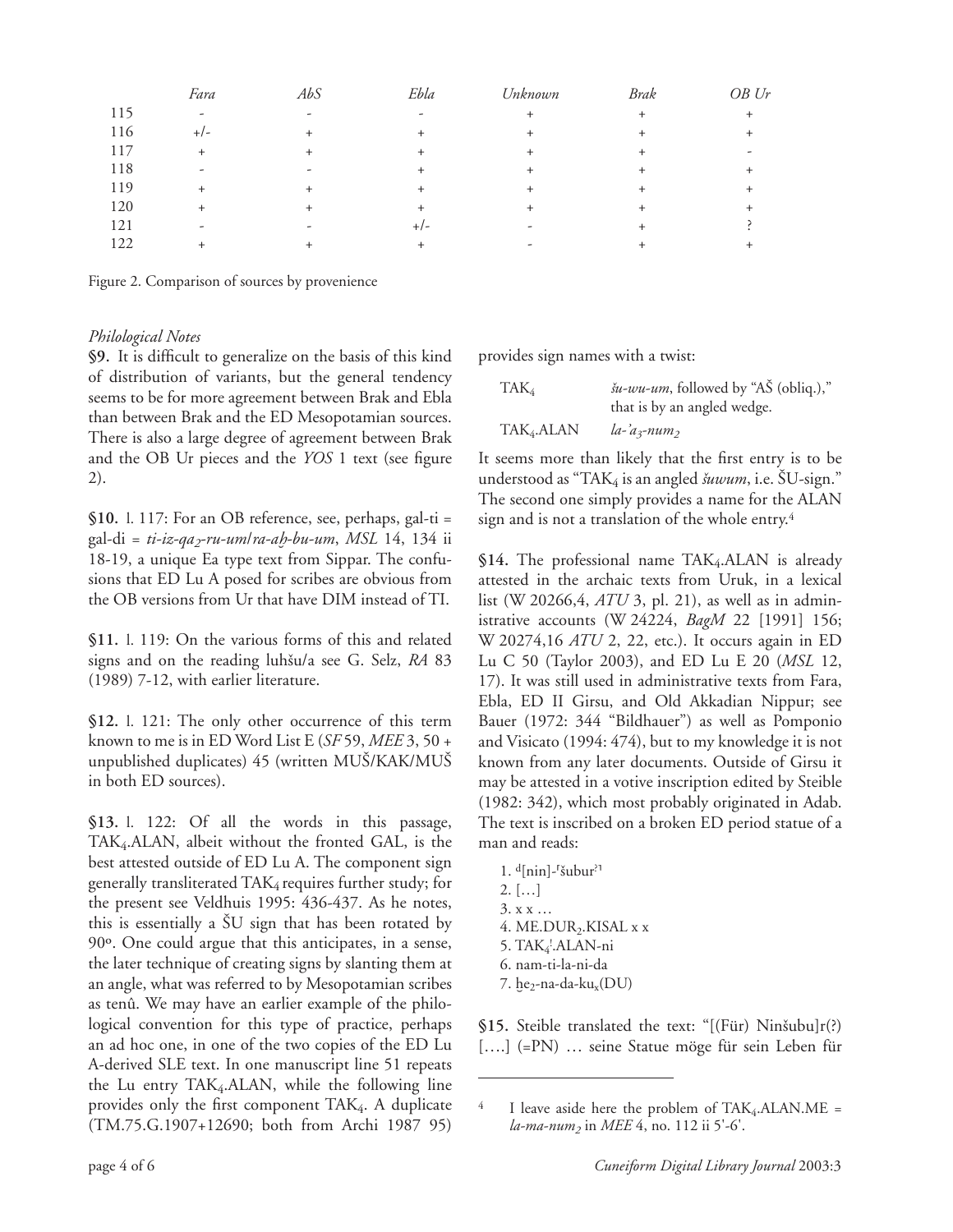| | *Fara* | *AbS* | *Ebla* | *Unknown* | *Brak* | *OB Ur* |
|---|---|---|---|---|---|---|
| 115 | - | - | - | + | + | + |
| 116 | +/- | + | + | + | + | + |
| 117 | + | + | + | + | + | - |
| 118 | - | - | + | + | + | + |
| 119 | + | + | + | + | + | + |
| 120 | + | + | + | + | + | + |
| 121 | - | - | +/- | - | + | ? |
| 122 | + | + | + | - | + | + |

Figure 2. Comparison of sources by provenience

*Philological Notes*

**§9.** It is difficult to generalize on the basis of this kind of distribution of variants, but the general tendency seems to be for more agreement between Brak and Ebla than between Brak and the ED Mesopotamian sources. There is also a large degree of agreement between Brak and the OB Ur pieces and the *YOS* 1 text (see figure 2).

**§10.** l. 117: For an OB reference, see, perhaps, gal-ti = gal-di = *ti-iz-qa₂-ru-um*/*ra-aḫ-bu-um*, *MSL* 14, 134 ii 18-19, a unique Ea type text from Sippar. The confusions that ED Lu A posed for scribes are obvious from the OB versions from Ur that have DIM instead of TI.

**§11.** l. 119: On the various forms of this and related signs and on the reading luhšu/a see G. Selz, *RA* 83 (1989) 7-12, with earlier literature.

**§12.** l. 121: The only other occurrence of this term known to me is in ED Word List E (*SF* 59, *MEE* 3, 50 + unpublished duplicates) 45 (written MUŠ/KAK/MUŠ in both ED sources).

**§13.** l. 122: Of all the words in this passage, $TAK_4$.ALAN, albeit without the fronted GAL, is the best attested outside of ED Lu A. The component sign generally transliterated $TAK_4$ requires further study; for the present see Veldhuis 1995: 436-437. As he notes, this is essentially a ŠU sign that has been rotated by 90º. One could argue that this anticipates, in a sense, the later technique of creating signs by slanting them at an angle, what was referred to by Mesopotamian scribes as tenû. We may have an earlier example of the philological convention for this type of practice, perhaps an ad hoc one, in one of the two copies of the ED Lu A-derived SLE text. In one manuscript line 51 repeats the Lu entry $TAK_4$.ALAN, while the following line provides only the first component $TAK_4$. A duplicate (TM.75.G.1907+12690; both from Archi 1987 95) provides sign names with a twist:

| | |
|---|---|
| $TAK_4$ | *šu-wu-um*, followed by "AŠ (obliq.)," that is by an angled wedge. |
| $TAK_4$.ALAN | *la-ʾa₃-num₂* |

It seems more than likely that the first entry is to be understood as "$TAK_4$ is an angled *šuwum*, i.e. ŠU-sign." The second one simply provides a name for the ALAN sign and is not a translation of the whole entry.[4]

**§14.** The professional name $TAK_4$.ALAN is already attested in the archaic texts from Uruk, in a lexical list (W 20266,4, *ATU* 3, pl. 21), as well as in administrative accounts (W 24224, *BagM* 22 [1991] 156; W 20274,16 *ATU* 2, 22, etc.). It occurs again in ED Lu C 50 (Taylor 2003), and ED Lu E 20 (*MSL* 12, 17). It was still used in administrative texts from Fara, Ebla, ED II Girsu, and Old Akkadian Nippur; see Bauer (1972: 344 "Bildhauer") as well as Pomponio and Visicato (1994: 474), but to my knowledge it is not known from any later documents. Outside of Girsu it may be attested in a votive inscription edited by Steible (1982: 342), which most probably originated in Adab. The text is inscribed on a broken ED period statue of a man and reads:

1. ᵈ[nin]-⸢šubur?⸣
2. […]
3. x x …
4. ME.DUR₂.KISAL x x
5. TAK₄!.ALAN-ni
6. nam-ti-la-ni-da
7. ḫe₂-na-da-kuₓ(DU)

**§15.** Steible translated the text: "[(Für) Ninšubu]r(?) [….] (=PN) … seine Statue möge für sein Leben für

---

[4] I leave aside here the problem of $TAK_4$.ALAN.ME = *la-ma-num₂* in *MEE* 4, no. 112 ii 5'-6'.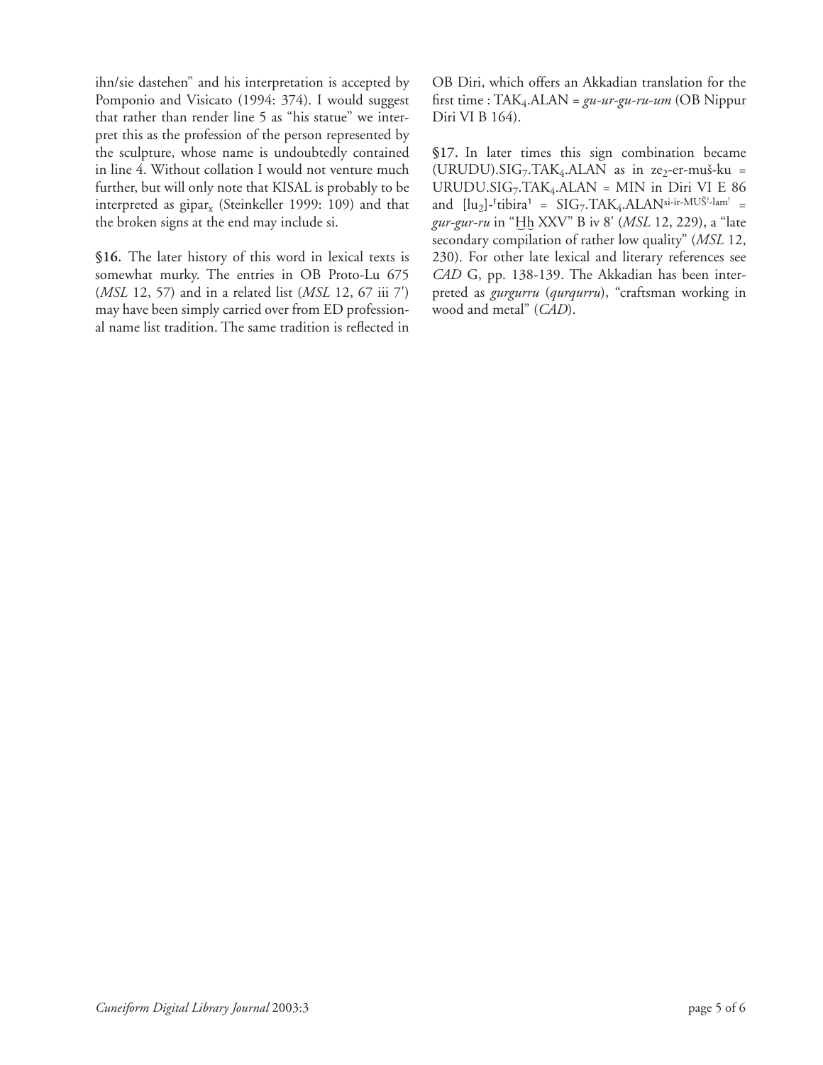ihn/sie dastehen" and his interpretation is accepted by Pomponio and Visicato (1994: 374). I would suggest that rather than render line 5 as "his statue" we interpret this as the profession of the person represented by the sculpture, whose name is undoubtedly contained in line 4. Without collation I would not venture much further, but will only note that KISAL is probably to be interpreted as $gipar_x$ (Steinkeller 1999: 109) and that the broken signs at the end may include si.

**§16.** The later history of this word in lexical texts is somewhat murky. The entries in OB Proto-Lu 675 (*MSL* 12, 57) and in a related list (*MSL* 12, 67 iii 7') may have been simply carried over from ED professional name list tradition. The same tradition is reflected in OB Diri, which offers an Akkadian translation for the first time : $TAK_4$.ALAN = *gu-ur-gu-ru-um* (OB Nippur Diri VI B 164).

**§17.** In later times this sign combination became (URUDU).$SIG_7$.$TAK_4$.ALAN as in $ze_2$-er-muš-ku = URUDU.$SIG_7$.$TAK_4$.ALAN = MIN in Diri VI E 86 and [$lu_2$]-⌈tibira⌉ = $SIG_7$.$TAK_4$.ALAN$^{\text{si-ir-MUŠ?-lam!}}$ = *gur-gur-ru* in "Ḫḫ XXV" B iv 8' (*MSL* 12, 229), a "late secondary compilation of rather low quality" (*MSL* 12, 230). For other late lexical and literary references see *CAD* G, pp. 138-139. The Akkadian has been interpreted as *gurgurru* (*qurqurru*), "craftsman working in wood and metal" (*CAD*).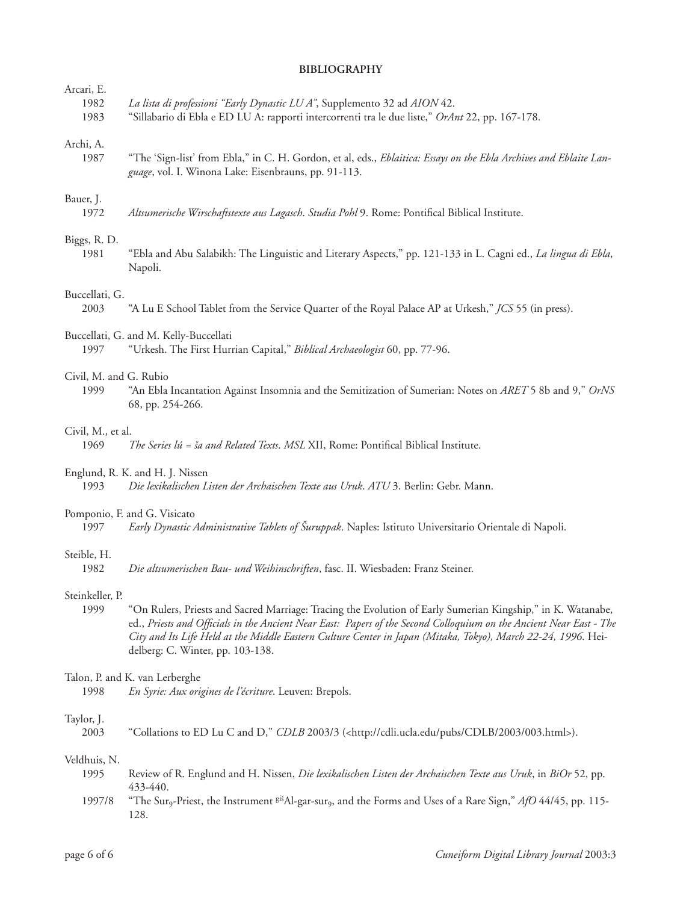**BIBLIOGRAPHY**

Arcari, E.

1982 *La lista di professioni "Early Dynastic LU A"*, Supplemento 32 ad *AION* 42.

1983 "Sillabario di Ebla e ED LU A: rapporti intercorrenti tra le due liste," *OrAnt* 22, pp. 167-178.

Archi, A.

1987 "The 'Sign-list' from Ebla," in C. H. Gordon, et al, eds., *Eblaitica: Essays on the Ebla Archives and Eblaite Language*, vol. I. Winona Lake: Eisenbrauns, pp. 91-113.

Bauer, J.

1972 *Altsumerische Wirschaftstexte aus Lagasch*. *Studia Pohl* 9. Rome: Pontifical Biblical Institute.

Biggs, R. D.

1981 "Ebla and Abu Salabikh: The Linguistic and Literary Aspects," pp. 121-133 in L. Cagni ed., *La lingua di Ebla*, Napoli.

Buccellati, G.

2003 "A Lu E School Tablet from the Service Quarter of the Royal Palace AP at Urkesh," *JCS* 55 (in press).

Buccellati, G. and M. Kelly-Buccellati

1997 "Urkesh. The First Hurrian Capital," *Biblical Archaeologist* 60, pp. 77-96.

Civil, M. and G. Rubio

1999 "An Ebla Incantation Against Insomnia and the Semitization of Sumerian: Notes on *ARET* 5 8b and 9," *OrNS* 68, pp. 254-266.

Civil, M., et al.

1969 *The Series lú = ša and Related Texts*. *MSL* XII, Rome: Pontifical Biblical Institute.

Englund, R. K. and H. J. Nissen

1993 *Die lexikalischen Listen der Archaischen Texte aus Uruk*. *ATU* 3. Berlin: Gebr. Mann.

Pomponio, F. and G. Visicato

1997 *Early Dynastic Administrative Tablets of Šuruppak*. Naples: Istituto Universitario Orientale di Napoli.

Steible, H.

1982 *Die altsumerischen Bau- und Weihinschriften*, fasc. II. Wiesbaden: Franz Steiner.

Steinkeller, P.

1999 "On Rulers, Priests and Sacred Marriage: Tracing the Evolution of Early Sumerian Kingship," in K. Watanabe, ed., *Priests and Officials in the Ancient Near East: Papers of the Second Colloquium on the Ancient Near East - The City and Its Life Held at the Middle Eastern Culture Center in Japan (Mitaka, Tokyo), March 22-24, 1996*. Heidelberg: C. Winter, pp. 103-138.

Talon, P. and K. van Lerberghe

1998 *En Syrie: Aux origines de l'écriture*. Leuven: Brepols.

Taylor, J.

2003 "Collations to ED Lu C and D," *CDLB* 2003/3 (<http://cdli.ucla.edu/pubs/CDLB/2003/003.html>).

Veldhuis, N.

1995 Review of R. Englund and H. Nissen, *Die lexikalischen Listen der Archaischen Texte aus Uruk*, in *BiOr* 52, pp. 433-440.

1997/8 "The Sur$_9$-Priest, the Instrument $^{giš}$Al-gar-sur$_9$, and the Forms and Uses of a Rare Sign," *AfO* 44/45, pp. 115-128.